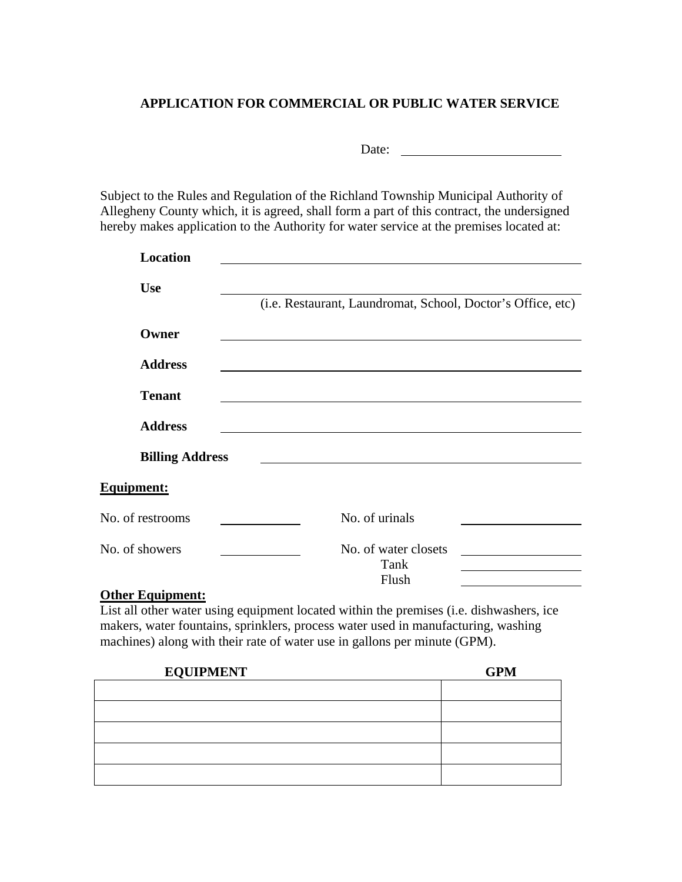# APPLICATION FOR COMMERCIAL OR PUBLIC WATER SERVICE

Date: ______________________

Subject to the Rules and Regulation of the Richland Township Municipal Authority of Allegheny County which, it is agreed, shall form a part of this contract, the undersigned hereby makes application to the Authority for water service at the premises located at:

**Location** ____________________________________________

**Use** ____________________________________________
(i.e. Restaurant, Laundromat, School, Doctor's Office, etc)

**Owner** ____________________________________________

**Address** ____________________________________________

**Tenant** ____________________________________________

**Address** ____________________________________________

**Billing Address** ____________________________________________

**Equipment:**

No. of restrooms ____________ No. of urinals ____________

No. of showers ____________ No. of water closets ____________
Tank ____________
Flush ____________

**Other Equipment:**
List all other water using equipment located within the premises (i.e. dishwashers, ice makers, water fountains, sprinklers, process water used in manufacturing, washing machines) along with their rate of water use in gallons per minute (GPM).

| EQUIPMENT | GPM |
|---|---|
| | |
| | |
| | |
| | |
| | |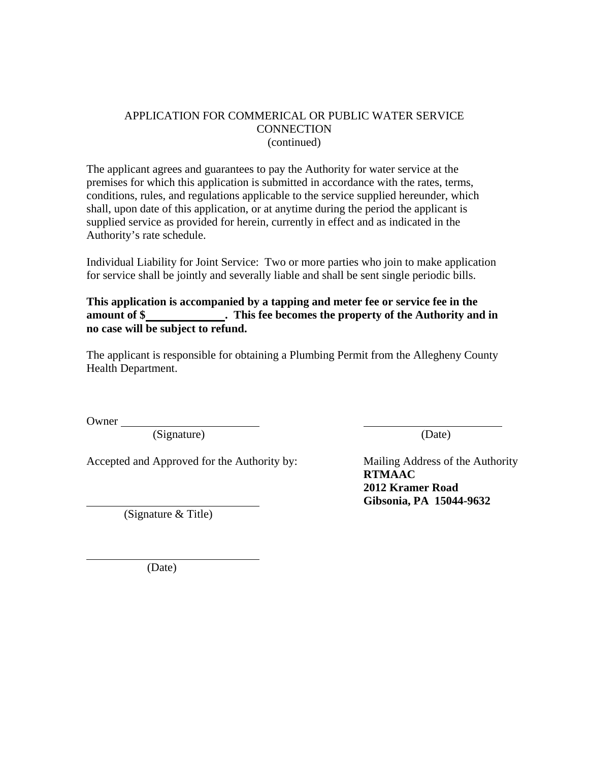APPLICATION FOR COMMERICAL OR PUBLIC WATER SERVICE CONNECTION
(continued)

The applicant agrees and guarantees to pay the Authority for water service at the premises for which this application is submitted in accordance with the rates, terms, conditions, rules, and regulations applicable to the service supplied hereunder, which shall, upon date of this application, or at anytime during the period the applicant is supplied service as provided for herein, currently in effect and as indicated in the Authority's rate schedule.

Individual Liability for Joint Service: Two or more parties who join to make application for service shall be jointly and severally liable and shall be sent single periodic bills.

**This application is accompanied by a tapping and meter fee or service fee in the amount of $\_\_\_\_\_\_\_\_\_\_\_\_. This fee becomes the property of the Authority and in no case will be subject to refund.**

The applicant is responsible for obtaining a Plumbing Permit from the Allegheny County Health Department.

Owner \_\_\_\_\_\_\_\_\_\_\_\_\_\_\_\_\_\_\_\_\_\_\_\_ \_\_\_\_\_\_\_\_\_\_\_\_\_\_\_\_\_\_\_\_\_\_\_\_

(Signature) (Date)

Accepted and Approved for the Authority by:

\_\_\_\_\_\_\_\_\_\_\_\_\_\_\_\_\_\_\_\_\_\_\_\_\_\_\_\_\_\_

(Signature & Title)

\_\_\_\_\_\_\_\_\_\_\_\_\_\_\_\_\_\_\_\_\_\_\_\_\_\_\_\_\_\_

(Date)

Mailing Address of the Authority
**RTMAAC**
**2012 Kramer Road**
**Gibsonia, PA 15044-9632**